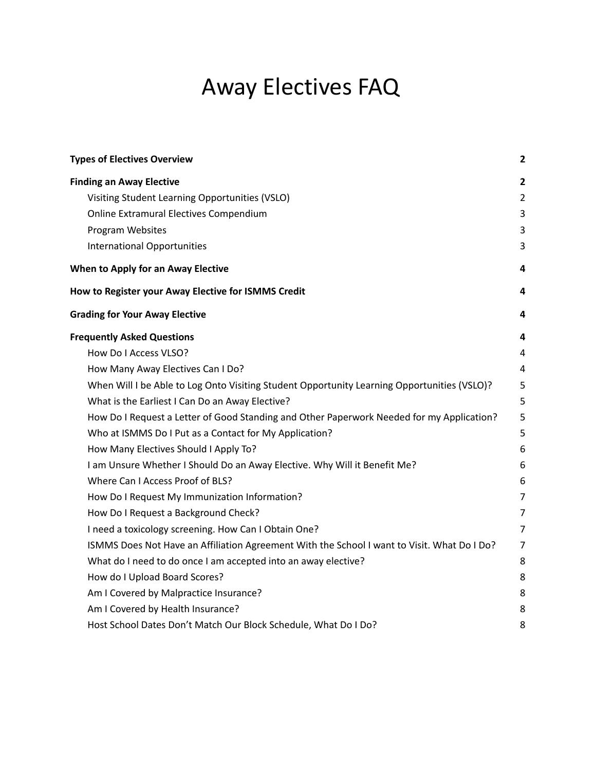# Away Electives FAQ

| | |
|---|---|
| **Types of Electives Overview** | **2** |
| **Finding an Away Elective** | **2** |
| Visiting Student Learning Opportunities (VSLO) | 2 |
| Online Extramural Electives Compendium | 3 |
| Program Websites | 3 |
| International Opportunities | 3 |
| **When to Apply for an Away Elective** | **4** |
| **How to Register your Away Elective for ISMMS Credit** | **4** |
| **Grading for Your Away Elective** | **4** |
| **Frequently Asked Questions** | **4** |
| How Do I Access VLSO? | 4 |
| How Many Away Electives Can I Do? | 4 |
| When Will I be Able to Log Onto Visiting Student Opportunity Learning Opportunities (VSLO)? | 5 |
| What is the Earliest I Can Do an Away Elective? | 5 |
| How Do I Request a Letter of Good Standing and Other Paperwork Needed for my Application? | 5 |
| Who at ISMMS Do I Put as a Contact for My Application? | 5 |
| How Many Electives Should I Apply To? | 6 |
| I am Unsure Whether I Should Do an Away Elective. Why Will it Benefit Me? | 6 |
| Where Can I Access Proof of BLS? | 6 |
| How Do I Request My Immunization Information? | 7 |
| How Do I Request a Background Check? | 7 |
| I need a toxicology screening. How Can I Obtain One? | 7 |
| ISMMS Does Not Have an Affiliation Agreement With the School I want to Visit. What Do I Do? | 7 |
| What do I need to do once I am accepted into an away elective? | 8 |
| How do I Upload Board Scores? | 8 |
| Am I Covered by Malpractice Insurance? | 8 |
| Am I Covered by Health Insurance? | 8 |
| Host School Dates Don't Match Our Block Schedule, What Do I Do? | 8 |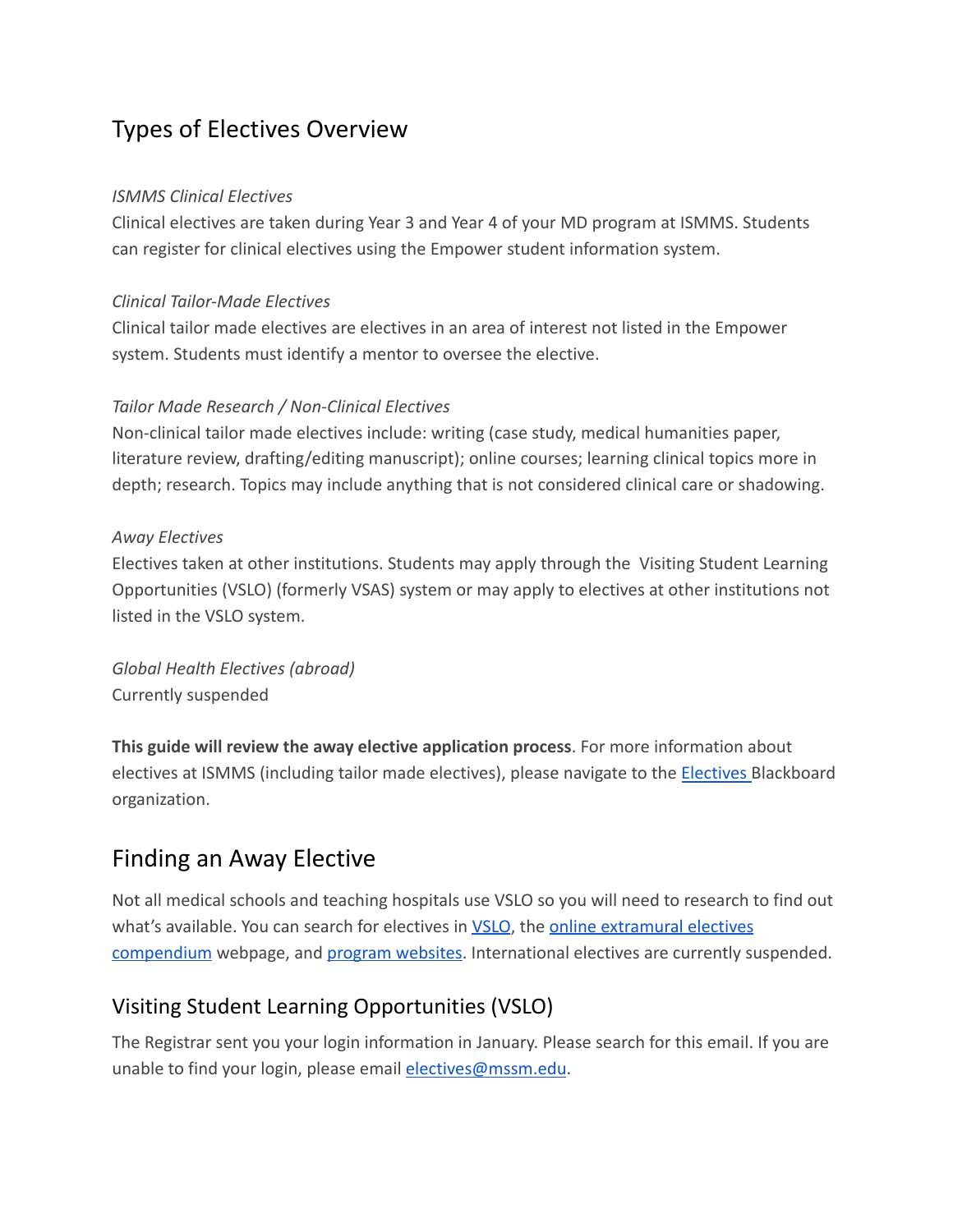## Types of Electives Overview

*ISMMS Clinical Electives*

Clinical electives are taken during Year 3 and Year 4 of your MD program at ISMMS. Students can register for clinical electives using the Empower student information system.

*Clinical Tailor-Made Electives*

Clinical tailor made electives are electives in an area of interest not listed in the Empower system. Students must identify a mentor to oversee the elective.

*Tailor Made Research / Non-Clinical Electives*

Non-clinical tailor made electives include: writing (case study, medical humanities paper, literature review, drafting/editing manuscript); online courses; learning clinical topics more in depth; research. Topics may include anything that is not considered clinical care or shadowing.

*Away Electives*

Electives taken at other institutions. Students may apply through the Visiting Student Learning Opportunities (VSLO) (formerly VSAS) system or may apply to electives at other institutions not listed in the VSLO system.

*Global Health Electives (abroad)*

Currently suspended

**This guide will review the away elective application process**. For more information about electives at ISMMS (including tailor made electives), please navigate to the Electives Blackboard organization.

## Finding an Away Elective

Not all medical schools and teaching hospitals use VSLO so you will need to research to find out what's available. You can search for electives in VSLO, the online extramural electives compendium webpage, and program websites. International electives are currently suspended.

### Visiting Student Learning Opportunities (VSLO)

The Registrar sent you your login information in January. Please search for this email. If you are unable to find your login, please email electives@mssm.edu.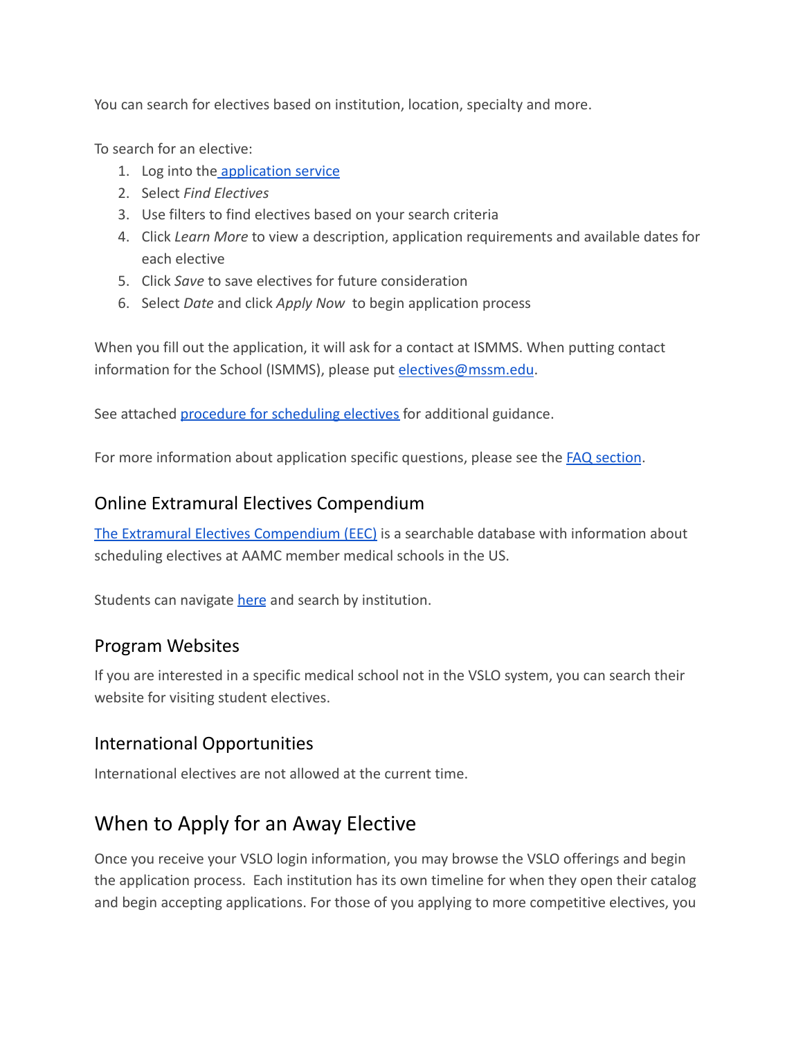You can search for electives based on institution, location, specialty and more.

To search for an elective:

1. Log into the [application service]
2. Select *Find Electives*
3. Use filters to find electives based on your search criteria
4. Click *Learn More* to view a description, application requirements and available dates for each elective
5. Click *Save* to save electives for future consideration
6. Select *Date* and click *Apply Now* to begin application process

When you fill out the application, it will ask for a contact at ISMMS. When putting contact information for the School (ISMMS), please put electives@mssm.edu.

See attached procedure for scheduling electives for additional guidance.

For more information about application specific questions, please see the FAQ section.

### Online Extramural Electives Compendium

The Extramural Electives Compendium (EEC) is a searchable database with information about scheduling electives at AAMC member medical schools in the US.

Students can navigate here and search by institution.

### Program Websites

If you are interested in a specific medical school not in the VSLO system, you can search their website for visiting student electives.

### International Opportunities

International electives are not allowed at the current time.

## When to Apply for an Away Elective

Once you receive your VSLO login information, you may browse the VSLO offerings and begin the application process. Each institution has its own timeline for when they open their catalog and begin accepting applications. For those of you applying to more competitive electives, you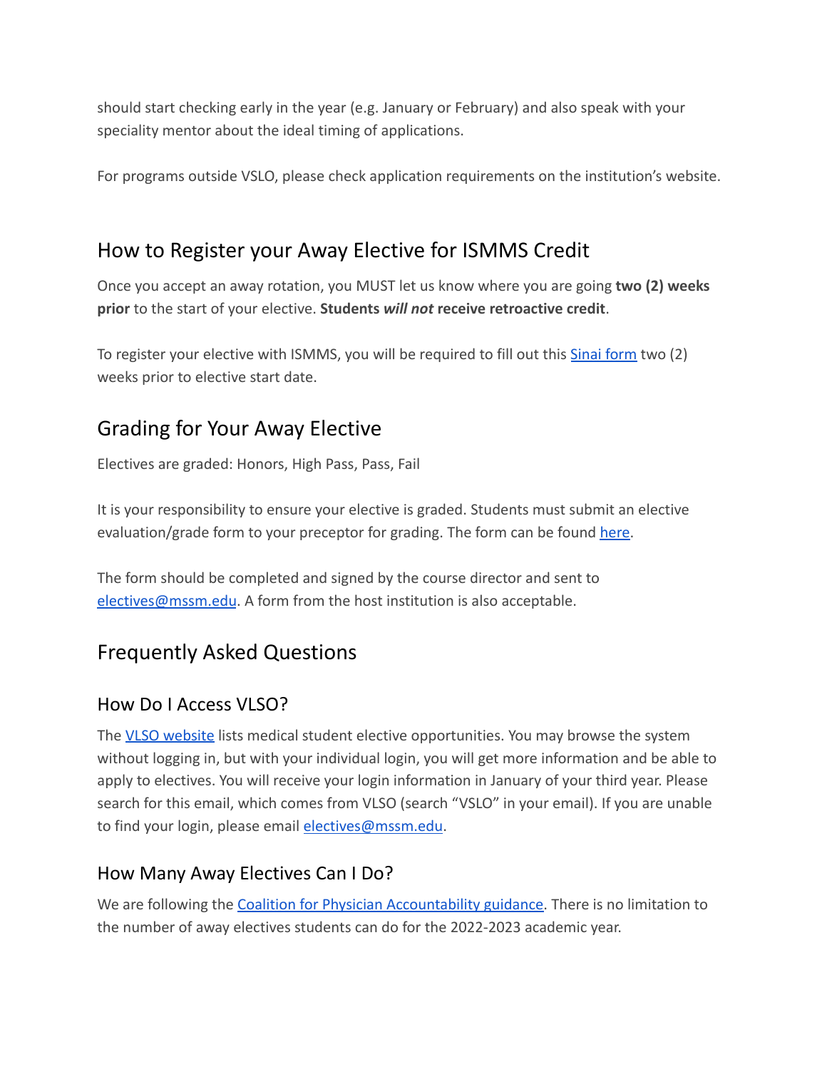should start checking early in the year (e.g. January or February) and also speak with your speciality mentor about the ideal timing of applications.

For programs outside VSLO, please check application requirements on the institution's website.

## How to Register your Away Elective for ISMMS Credit

Once you accept an away rotation, you MUST let us know where you are going **two (2) weeks prior** to the start of your elective. **Students *will not* receive retroactive credit**.

To register your elective with ISMMS, you will be required to fill out this Sinai form two (2) weeks prior to elective start date.

## Grading for Your Away Elective

Electives are graded: Honors, High Pass, Pass, Fail

It is your responsibility to ensure your elective is graded. Students must submit an elective evaluation/grade form to your preceptor for grading. The form can be found here.

The form should be completed and signed by the course director and sent to electives@mssm.edu. A form from the host institution is also acceptable.

## Frequently Asked Questions

### How Do I Access VLSO?

The VLSO website lists medical student elective opportunities. You may browse the system without logging in, but with your individual login, you will get more information and be able to apply to electives. You will receive your login information in January of your third year. Please search for this email, which comes from VLSO (search "VSLO" in your email). If you are unable to find your login, please email electives@mssm.edu.

### How Many Away Electives Can I Do?

We are following the Coalition for Physician Accountability guidance. There is no limitation to the number of away electives students can do for the 2022-2023 academic year.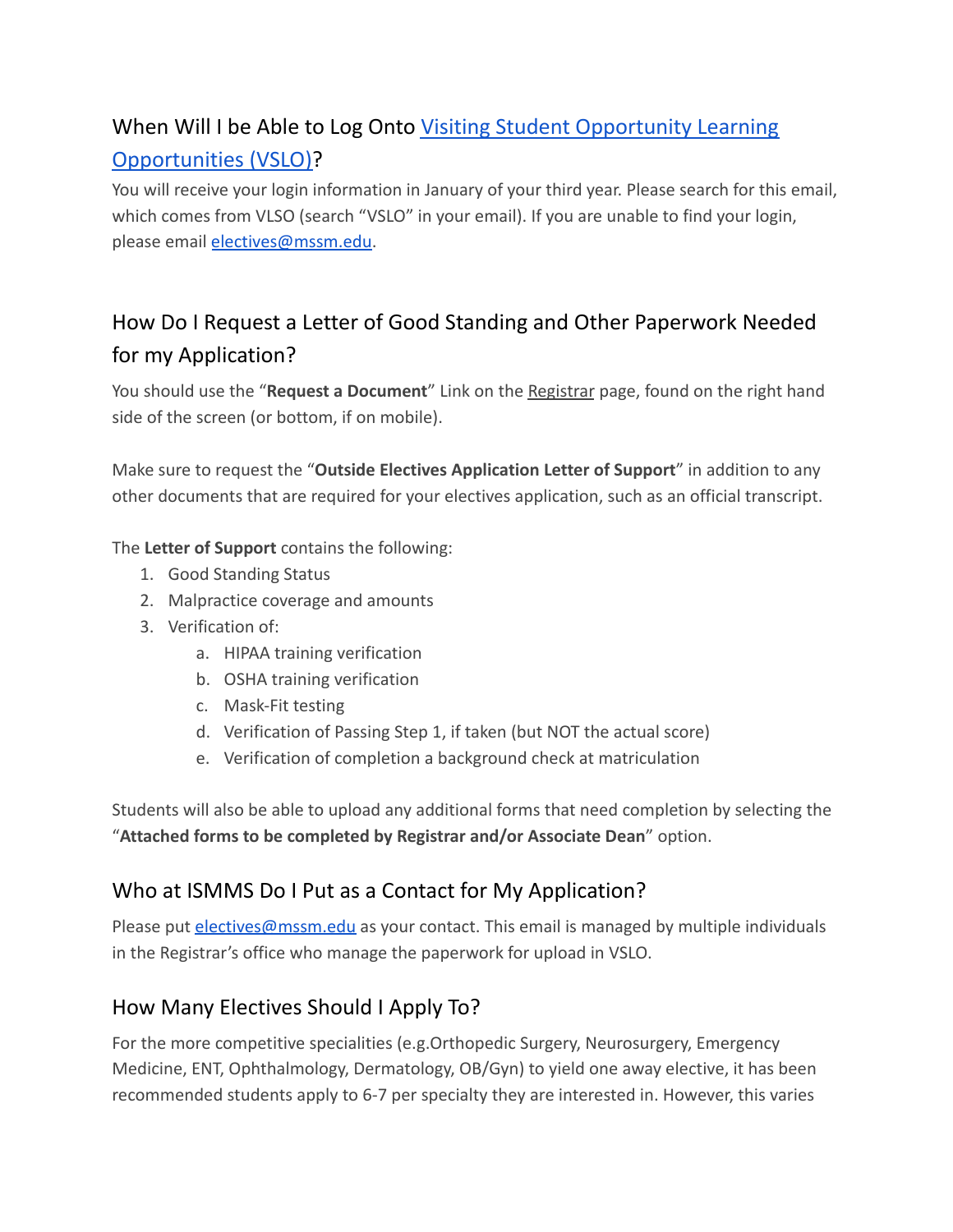## When Will I be Able to Log Onto [Visiting Student Opportunity Learning Opportunities (VSLO)](#)?

You will receive your login information in January of your third year. Please search for this email, which comes from VLSO (search "VSLO" in your email). If you are unable to find your login, please email [electives@mssm.edu](mailto:electives@mssm.edu).

## How Do I Request a Letter of Good Standing and Other Paperwork Needed for my Application?

You should use the "**Request a Document**" Link on the Registrar page, found on the right hand side of the screen (or bottom, if on mobile).

Make sure to request the "**Outside Electives Application Letter of Support**" in addition to any other documents that are required for your electives application, such as an official transcript.

The **Letter of Support** contains the following:

1. Good Standing Status
2. Malpractice coverage and amounts
3. Verification of:
   a. HIPAA training verification
   b. OSHA training verification
   c. Mask-Fit testing
   d. Verification of Passing Step 1, if taken (but NOT the actual score)
   e. Verification of completion a background check at matriculation

Students will also be able to upload any additional forms that need completion by selecting the "**Attached forms to be completed by Registrar and/or Associate Dean**" option.

## Who at ISMMS Do I Put as a Contact for My Application?

Please put [electives@mssm.edu](mailto:electives@mssm.edu) as your contact. This email is managed by multiple individuals in the Registrar's office who manage the paperwork for upload in VSLO.

## How Many Electives Should I Apply To?

For the more competitive specialities (e.g.Orthopedic Surgery, Neurosurgery, Emergency Medicine, ENT, Ophthalmology, Dermatology, OB/Gyn) to yield one away elective, it has been recommended students apply to 6-7 per specialty they are interested in. However, this varies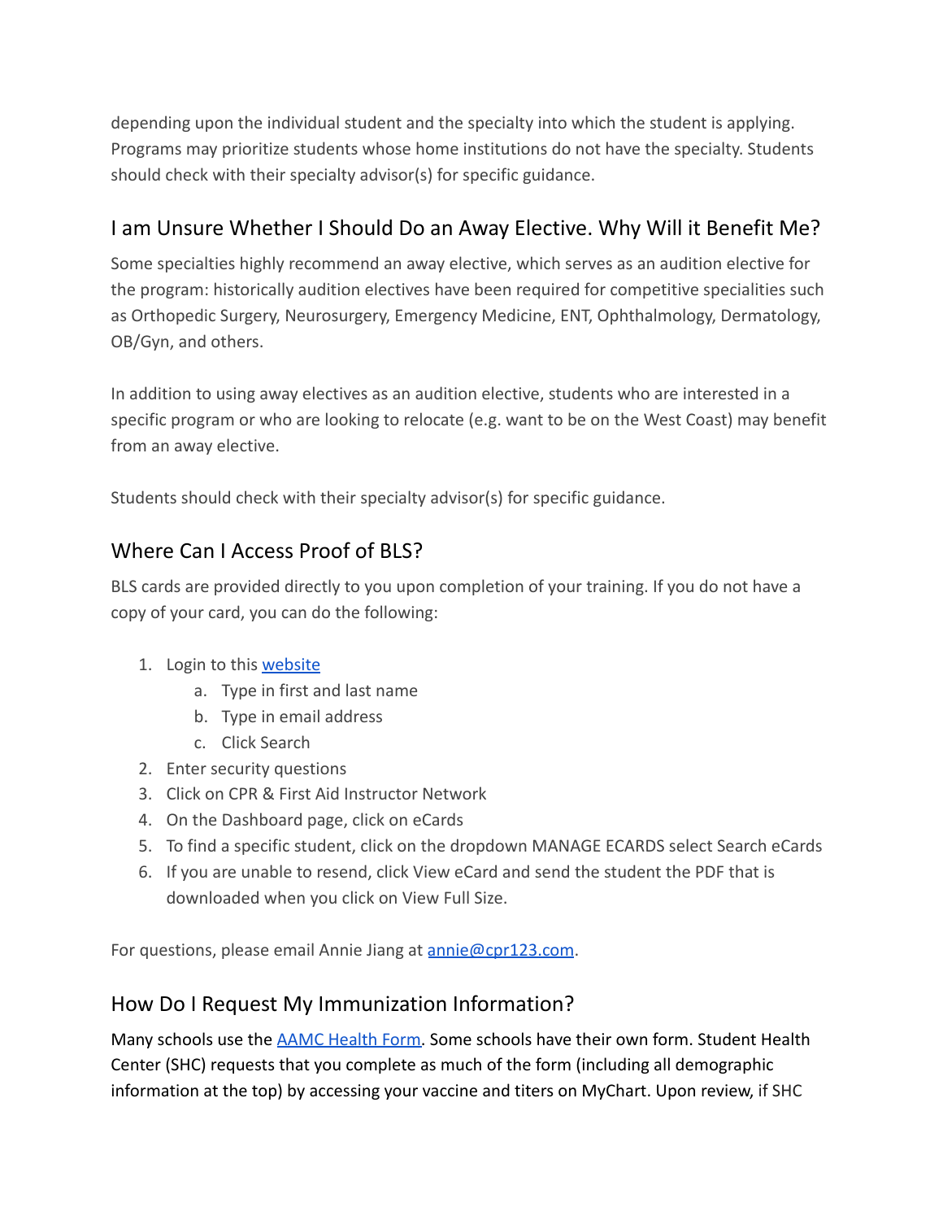depending upon the individual student and the specialty into which the student is applying. Programs may prioritize students whose home institutions do not have the specialty. Students should check with their specialty advisor(s) for specific guidance.

## I am Unsure Whether I Should Do an Away Elective. Why Will it Benefit Me?

Some specialties highly recommend an away elective, which serves as an audition elective for the program: historically audition electives have been required for competitive specialities such as Orthopedic Surgery, Neurosurgery, Emergency Medicine, ENT, Ophthalmology, Dermatology, OB/Gyn, and others.

In addition to using away electives as an audition elective, students who are interested in a specific program or who are looking to relocate (e.g. want to be on the West Coast) may benefit from an away elective.

Students should check with their specialty advisor(s) for specific guidance.

## Where Can I Access Proof of BLS?

BLS cards are provided directly to you upon completion of your training. If you do not have a copy of your card, you can do the following:

1. Login to this website
    a. Type in first and last name
    b. Type in email address
    c. Click Search
2. Enter security questions
3. Click on CPR & First Aid Instructor Network
4. On the Dashboard page, click on eCards
5. To find a specific student, click on the dropdown MANAGE ECARDS select Search eCards
6. If you are unable to resend, click View eCard and send the student the PDF that is downloaded when you click on View Full Size.

For questions, please email Annie Jiang at annie@cpr123.com.

## How Do I Request My Immunization Information?

Many schools use the AAMC Health Form. Some schools have their own form. Student Health Center (SHC) requests that you complete as much of the form (including all demographic information at the top) by accessing your vaccine and titers on MyChart. Upon review, if SHC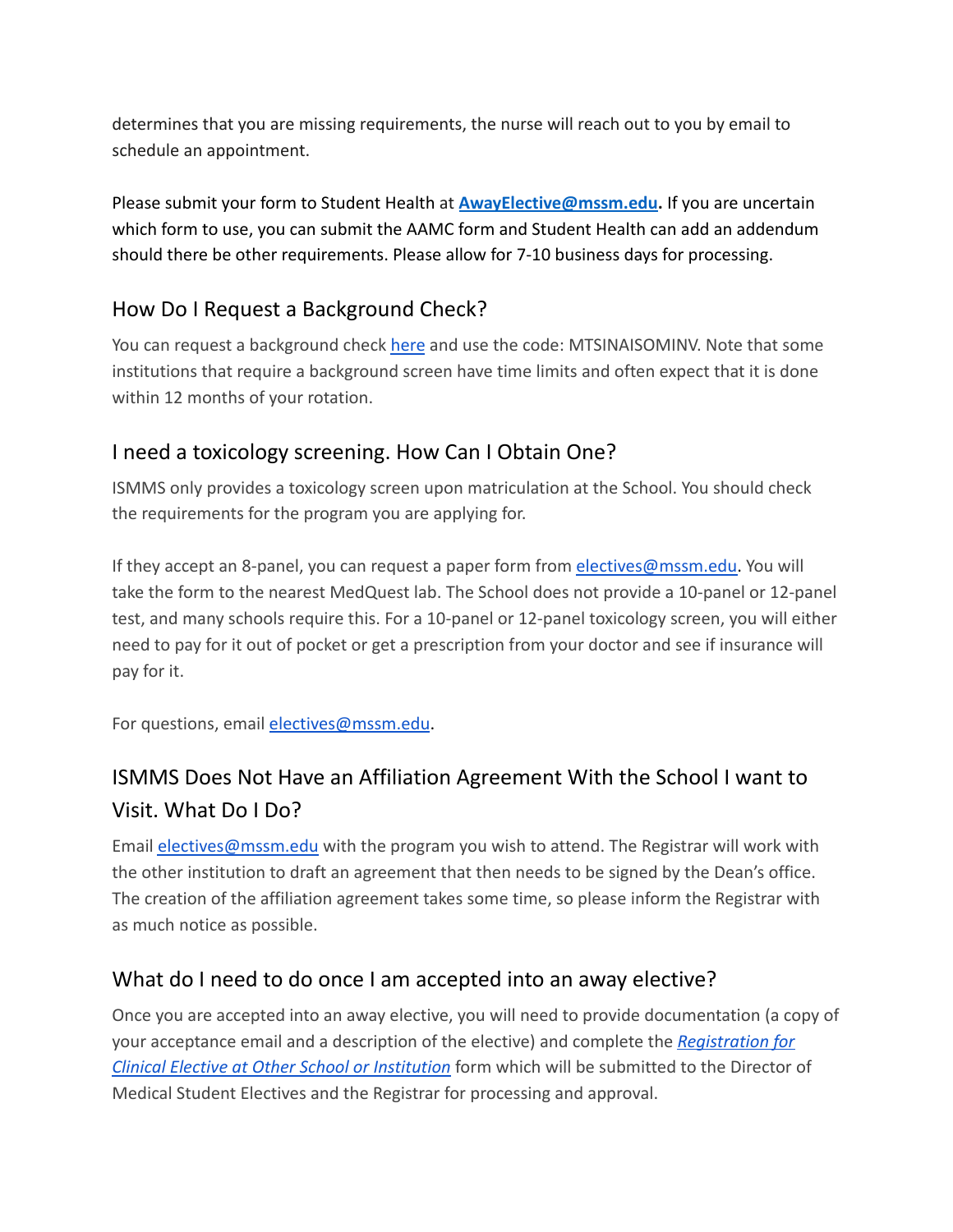determines that you are missing requirements, the nurse will reach out to you by email to schedule an appointment.

Please submit your form to Student Health at **[AwayElective@mssm.edu](mailto:AwayElective@mssm.edu).** If you are uncertain which form to use, you can submit the AAMC form and Student Health can add an addendum should there be other requirements. Please allow for 7-10 business days for processing.

## How Do I Request a Background Check?

You can request a background check [here]() and use the code: MTSINAISOMINV. Note that some institutions that require a background screen have time limits and often expect that it is done within 12 months of your rotation.

## I need a toxicology screening. How Can I Obtain One?

ISMMS only provides a toxicology screen upon matriculation at the School. You should check the requirements for the program you are applying for.

If they accept an 8-panel, you can request a paper form from [electives@mssm.edu](mailto:electives@mssm.edu). You will take the form to the nearest MedQuest lab. The School does not provide a 10-panel or 12-panel test, and many schools require this. For a 10-panel or 12-panel toxicology screen, you will either need to pay for it out of pocket or get a prescription from your doctor and see if insurance will pay for it.

For questions, email [electives@mssm.edu](mailto:electives@mssm.edu).

## ISMMS Does Not Have an Affiliation Agreement With the School I want to Visit. What Do I Do?

Email [electives@mssm.edu](mailto:electives@mssm.edu) with the program you wish to attend. The Registrar will work with the other institution to draft an agreement that then needs to be signed by the Dean's office. The creation of the affiliation agreement takes some time, so please inform the Registrar with as much notice as possible.

## What do I need to do once I am accepted into an away elective?

Once you are accepted into an away elective, you will need to provide documentation (a copy of your acceptance email and a description of the elective) and complete the *[Registration for Clinical Elective at Other School or Institution]()* form which will be submitted to the Director of Medical Student Electives and the Registrar for processing and approval.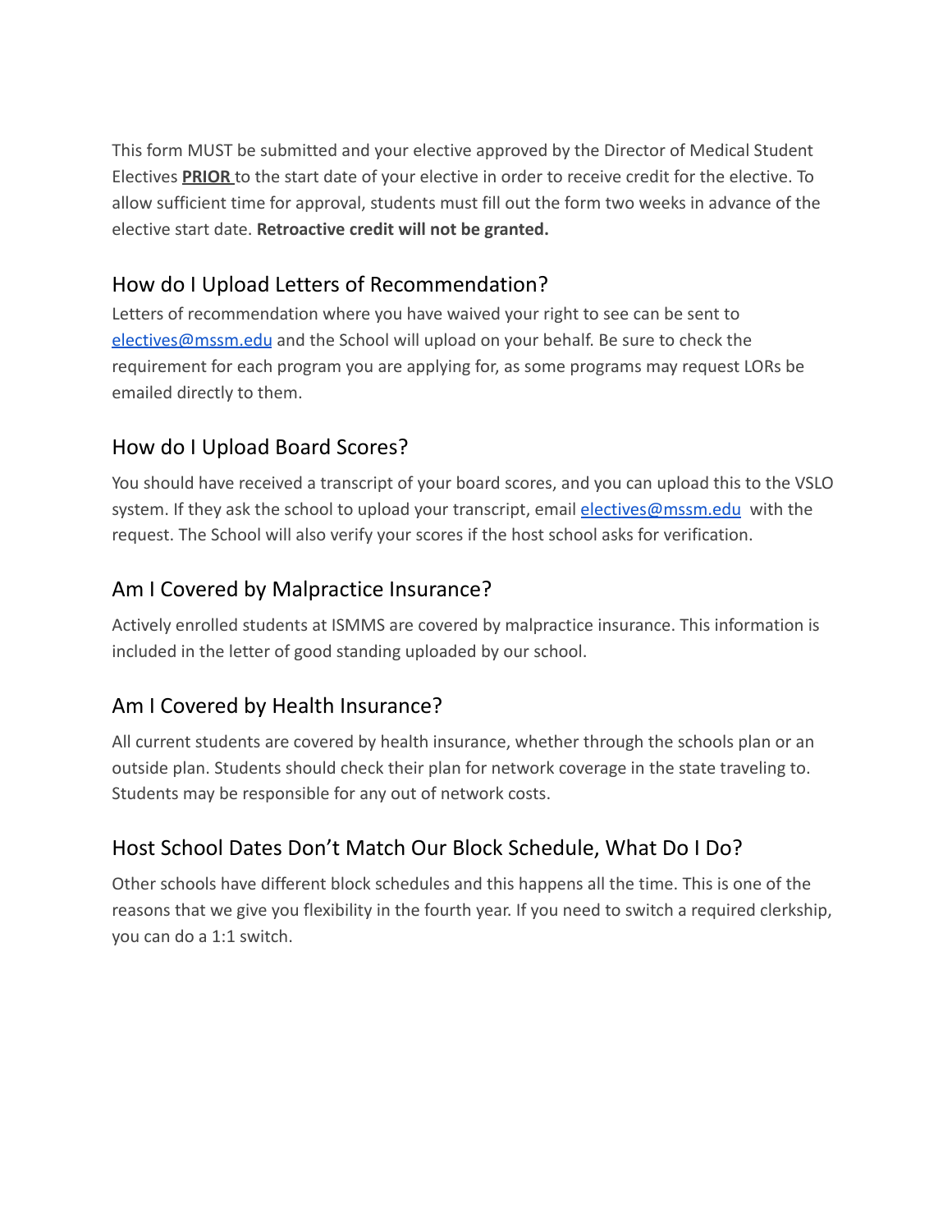This form MUST be submitted and your elective approved by the Director of Medical Student Electives **PRIOR** to the start date of your elective in order to receive credit for the elective. To allow sufficient time for approval, students must fill out the form two weeks in advance of the elective start date. **Retroactive credit will not be granted.**

## How do I Upload Letters of Recommendation?

Letters of recommendation where you have waived your right to see can be sent to [electives@mssm.edu](mailto:electives@mssm.edu) and the School will upload on your behalf. Be sure to check the requirement for each program you are applying for, as some programs may request LORs be emailed directly to them.

## How do I Upload Board Scores?

You should have received a transcript of your board scores, and you can upload this to the VSLO system. If they ask the school to upload your transcript, email [electives@mssm.edu](mailto:electives@mssm.edu) with the request. The School will also verify your scores if the host school asks for verification.

## Am I Covered by Malpractice Insurance?

Actively enrolled students at ISMMS are covered by malpractice insurance. This information is included in the letter of good standing uploaded by our school.

## Am I Covered by Health Insurance?

All current students are covered by health insurance, whether through the schools plan or an outside plan. Students should check their plan for network coverage in the state traveling to. Students may be responsible for any out of network costs.

## Host School Dates Don't Match Our Block Schedule, What Do I Do?

Other schools have different block schedules and this happens all the time. This is one of the reasons that we give you flexibility in the fourth year. If you need to switch a required clerkship, you can do a 1:1 switch.